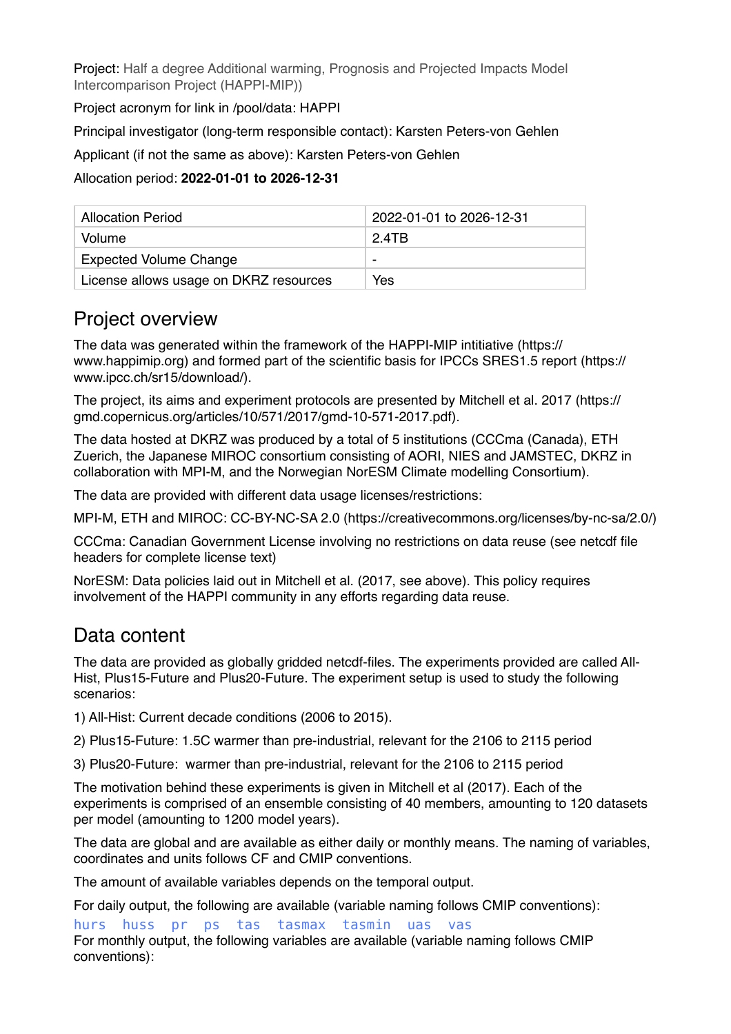Project: Half a degree Additional warming, Prognosis and Projected Impacts Model Intercomparison Project (HAPPI-MIP))

Project acronym for link in /pool/data: HAPPI

Principal investigator (long-term responsible contact): Karsten Peters-von Gehlen

Applicant (if not the same as above): Karsten Peters-von Gehlen

Allocation period: **2022-01-01 to 2026-12-31**

| Allocation Period | 2022-01-01 to 2026-12-31 |
|---|---|
| Volume | 2.4TB |
| Expected Volume Change | - |
| License allows usage on DKRZ resources | Yes |

## Project overview

The data was generated within the framework of the HAPPI-MIP intitiative (https://www.happimip.org) and formed part of the scientific basis for IPCCs SRES1.5 report (https://www.ipcc.ch/sr15/download/).

The project, its aims and experiment protocols are presented by Mitchell et al. 2017 (https://gmd.copernicus.org/articles/10/571/2017/gmd-10-571-2017.pdf).

The data hosted at DKRZ was produced by a total of 5 institutions (CCCma (Canada), ETH Zuerich, the Japanese MIROC consortium consisting of AORI, NIES and JAMSTEC, DKRZ in collaboration with MPI-M, and the Norwegian NorESM Climate modelling Consortium).

The data are provided with different data usage licenses/restrictions:

MPI-M, ETH and MIROC: CC-BY-NC-SA 2.0 (https://creativecommons.org/licenses/by-nc-sa/2.0/)

CCCma: Canadian Government License involving no restrictions on data reuse (see netcdf file headers for complete license text)

NorESM: Data policies laid out in Mitchell et al. (2017, see above). This policy requires involvement of the HAPPI community in any efforts regarding data reuse.

## Data content

The data are provided as globally gridded netcdf-files. The experiments provided are called All-Hist, Plus15-Future and Plus20-Future. The experiment setup is used to study the following scenarios:

1) All-Hist: Current decade conditions (2006 to 2015).

2) Plus15-Future: 1.5C warmer than pre-industrial, relevant for the 2106 to 2115 period

3) Plus20-Future:  warmer than pre-industrial, relevant for the 2106 to 2115 period

The motivation behind these experiments is given in Mitchell et al (2017). Each of the experiments is comprised of an ensemble consisting of 40 members, amounting to 120 datasets per model (amounting to 1200 model years).

The data are global and are available as either daily or monthly means. The naming of variables, coordinates and units follows CF and CMIP conventions.

The amount of available variables depends on the temporal output.

For daily output, the following are available (variable naming follows CMIP conventions):

`hurs huss pr ps tas tasmax tasmin uas vas`

For monthly output, the following variables are available (variable naming follows CMIP conventions):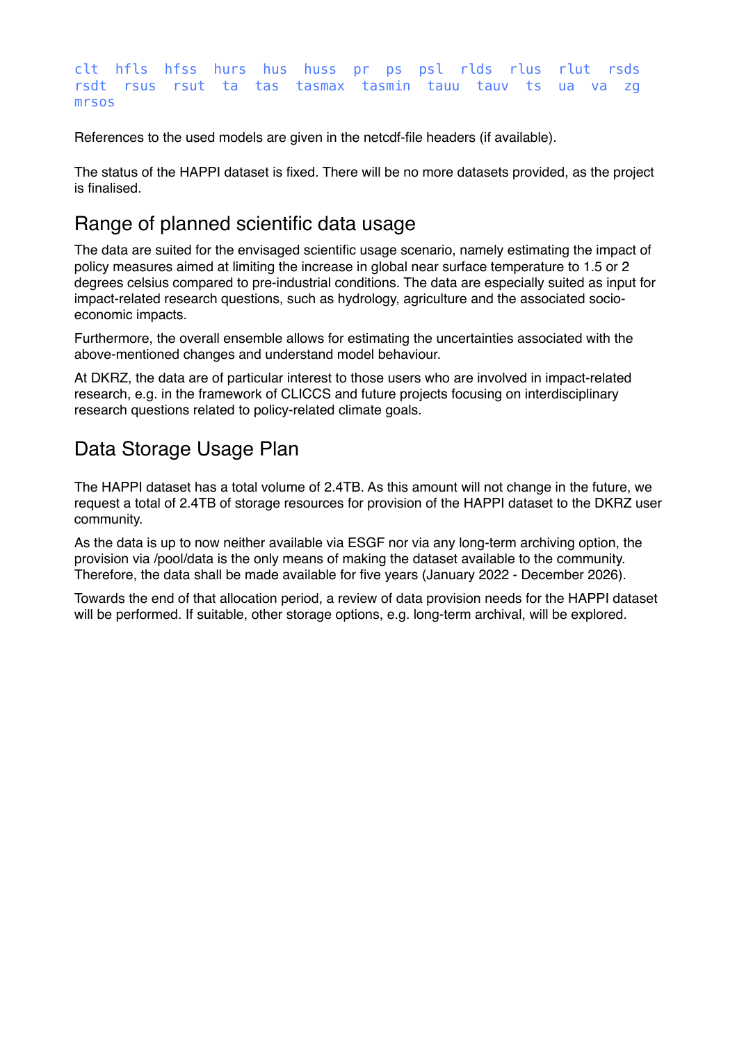`clt` `hfls` `hfss` `hurs` `hus` `huss` `pr` `ps` `psl` `rlds` `rlus` `rlut` `rsds` `rsdt` `rsus` `rsut` `ta` `tas` `tasmax` `tasmin` `tauu` `tauv` `ts` `ua` `va` `zg` `mrsos`

References to the used models are given in the netcdf-file headers (if available).

The status of the HAPPI dataset is fixed. There will be no more datasets provided, as the project is finalised.

## Range of planned scientific data usage

The data are suited for the envisaged scientific usage scenario, namely estimating the impact of policy measures aimed at limiting the increase in global near surface temperature to 1.5 or 2 degrees celsius compared to pre-industrial conditions. The data are especially suited as input for impact-related research questions, such as hydrology, agriculture and the associated socio-economic impacts.

Furthermore, the overall ensemble allows for estimating the uncertainties associated with the above-mentioned changes and understand model behaviour.

At DKRZ, the data are of particular interest to those users who are involved in impact-related research, e.g. in the framework of CLICCS and future projects focusing on interdisciplinary research questions related to policy-related climate goals.

## Data Storage Usage Plan

The HAPPI dataset has a total volume of 2.4TB. As this amount will not change in the future, we request a total of 2.4TB of storage resources for provision of the HAPPI dataset to the DKRZ user community.

As the data is up to now neither available via ESGF nor via any long-term archiving option, the provision via /pool/data is the only means of making the dataset available to the community. Therefore, the data shall be made available for five years (January 2022 - December 2026).

Towards the end of that allocation period, a review of data provision needs for the HAPPI dataset will be performed. If suitable, other storage options, e.g. long-term archival, will be explored.